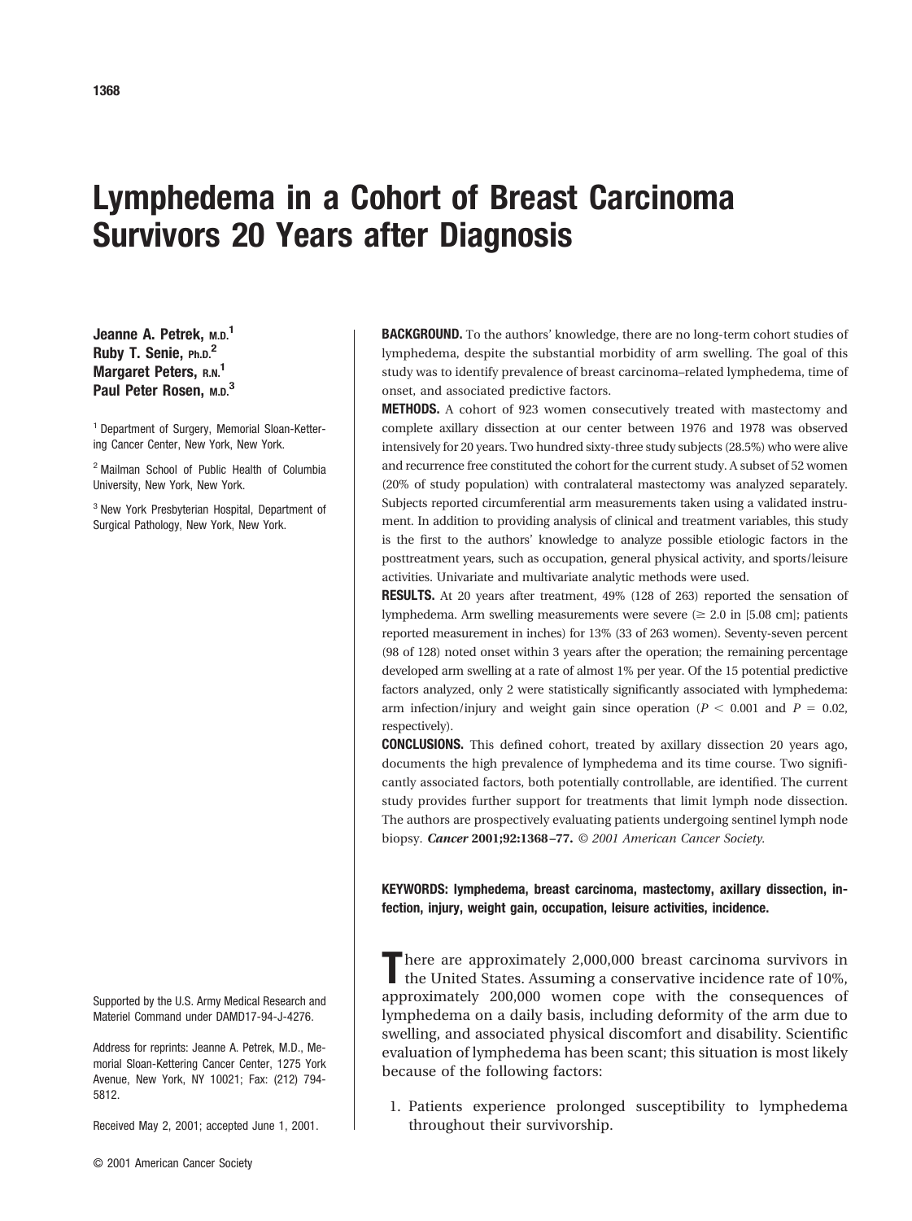# Lymphedema in a Cohort of Breast Carcinoma Survivors 20 Years after Diagnosis

**Jeanne A. Petrek, M.D.**[1]
**Ruby T. Senie, Ph.D.**[2]
**Margaret Peters, R.N.**[1]
**Paul Peter Rosen, M.D.**[3]

[1] Department of Surgery, Memorial Sloan-Kettering Cancer Center, New York, New York.

[2] Mailman School of Public Health of Columbia University, New York, New York.

[3] New York Presbyterian Hospital, Department of Surgical Pathology, New York, New York.

Supported by the U.S. Army Medical Research and Materiel Command under DAMD17-94-J-4276.

Address for reprints: Jeanne A. Petrek, M.D., Memorial Sloan-Kettering Cancer Center, 1275 York Avenue, New York, NY 10021; Fax: (212) 794-5812.

Received May 2, 2001; accepted June 1, 2001.

© 2001 American Cancer Society

**BACKGROUND.** To the authors' knowledge, there are no long-term cohort studies of lymphedema, despite the substantial morbidity of arm swelling. The goal of this study was to identify prevalence of breast carcinoma–related lymphedema, time of onset, and associated predictive factors.

**METHODS.** A cohort of 923 women consecutively treated with mastectomy and complete axillary dissection at our center between 1976 and 1978 was observed intensively for 20 years. Two hundred sixty-three study subjects (28.5%) who were alive and recurrence free constituted the cohort for the current study. A subset of 52 women (20% of study population) with contralateral mastectomy was analyzed separately. Subjects reported circumferential arm measurements taken using a validated instrument. In addition to providing analysis of clinical and treatment variables, this study is the first to the authors' knowledge to analyze possible etiologic factors in the posttreatment years, such as occupation, general physical activity, and sports/leisure activities. Univariate and multivariate analytic methods were used.

**RESULTS.** At 20 years after treatment, 49% (128 of 263) reported the sensation of lymphedema. Arm swelling measurements were severe ($\geq$ 2.0 in [5.08 cm]; patients reported measurement in inches) for 13% (33 of 263 women). Seventy-seven percent (98 of 128) noted onset within 3 years after the operation; the remaining percentage developed arm swelling at a rate of almost 1% per year. Of the 15 potential predictive factors analyzed, only 2 were statistically significantly associated with lymphedema: arm infection/injury and weight gain since operation ($P < 0.001$ and $P = 0.02$, respectively).

**CONCLUSIONS.** This defined cohort, treated by axillary dissection 20 years ago, documents the high prevalence of lymphedema and its time course. Two significantly associated factors, both potentially controllable, are identified. The current study provides further support for treatments that limit lymph node dissection. The authors are prospectively evaluating patients undergoing sentinel lymph node biopsy. ***Cancer*** **2001;92:1368–77.** *© 2001 American Cancer Society.*

**KEYWORDS: lymphedema, breast carcinoma, mastectomy, axillary dissection, infection, injury, weight gain, occupation, leisure activities, incidence.**

There are approximately 2,000,000 breast carcinoma survivors in the United States. Assuming a conservative incidence rate of 10%, approximately 200,000 women cope with the consequences of lymphedema on a daily basis, including deformity of the arm due to swelling, and associated physical discomfort and disability. Scientific evaluation of lymphedema has been scant; this situation is most likely because of the following factors:

1. Patients experience prolonged susceptibility to lymphedema throughout their survivorship.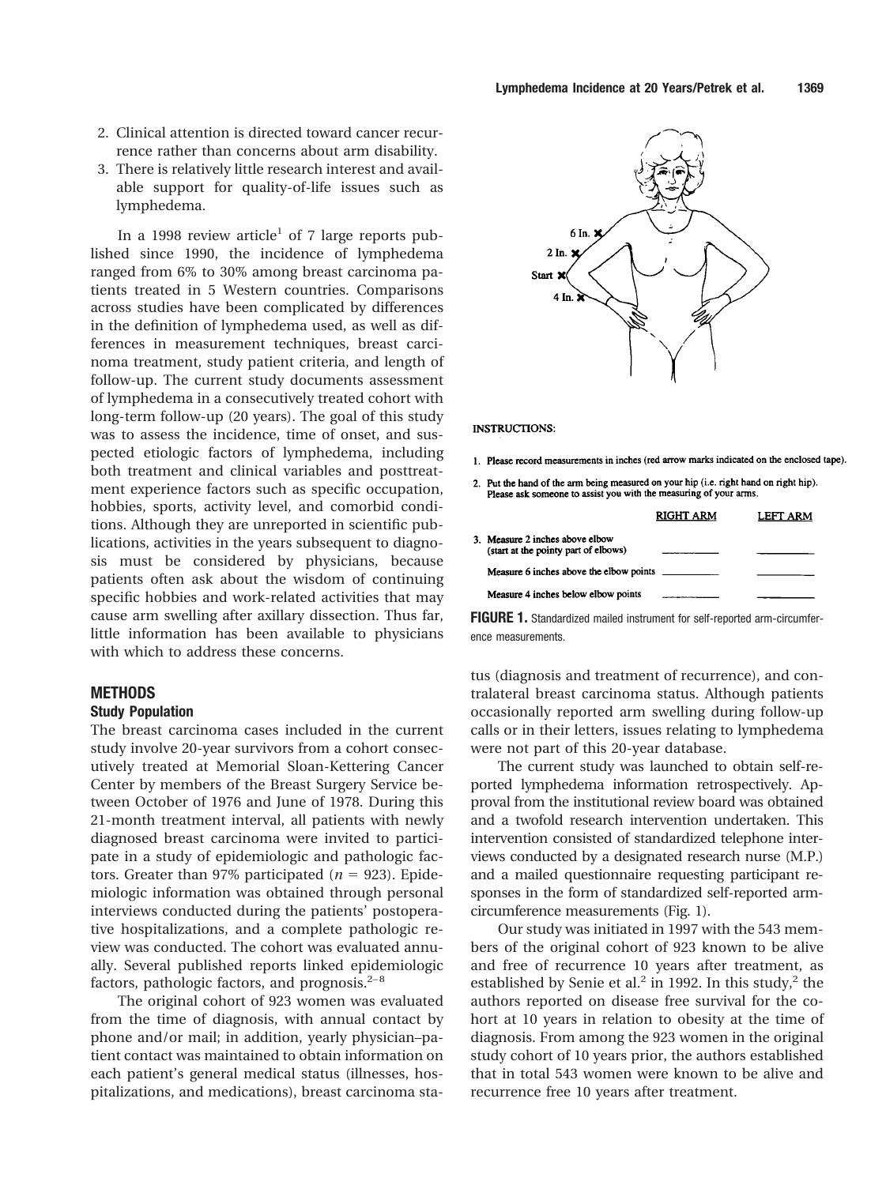2. Clinical attention is directed toward cancer recurrence rather than concerns about arm disability.
3. There is relatively little research interest and available support for quality-of-life issues such as lymphedema.

In a 1998 review article[1] of 7 large reports published since 1990, the incidence of lymphedema ranged from 6% to 30% among breast carcinoma patients treated in 5 Western countries. Comparisons across studies have been complicated by differences in the definition of lymphedema used, as well as differences in measurement techniques, breast carcinoma treatment, study patient criteria, and length of follow-up. The current study documents assessment of lymphedema in a consecutively treated cohort with long-term follow-up (20 years). The goal of this study was to assess the incidence, time of onset, and suspected etiologic factors of lymphedema, including both treatment and clinical variables and posttreatment experience factors such as specific occupation, hobbies, sports, activity level, and comorbid conditions. Although they are unreported in scientific publications, activities in the years subsequent to diagnosis must be considered by physicians, because patients often ask about the wisdom of continuing specific hobbies and work-related activities that may cause arm swelling after axillary dissection. Thus far, little information has been available to physicians with which to address these concerns.

## METHODS

### Study Population

The breast carcinoma cases included in the current study involve 20-year survivors from a cohort consecutively treated at Memorial Sloan-Kettering Cancer Center by members of the Breast Surgery Service between October of 1976 and June of 1978. During this 21-month treatment interval, all patients with newly diagnosed breast carcinoma were invited to participate in a study of epidemiologic and pathologic factors. Greater than 97% participated ($n = 923$). Epidemiologic information was obtained through personal interviews conducted during the patients' postoperative hospitalizations, and a complete pathologic review was conducted. The cohort was evaluated annually. Several published reports linked epidemiologic factors, pathologic factors, and prognosis.[2–8]

The original cohort of 923 women was evaluated from the time of diagnosis, with annual contact by phone and/or mail; in addition, yearly physician–patient contact was maintained to obtain information on each patient's general medical status (illnesses, hospitalizations, and medications), breast carcinoma status (diagnosis and treatment of recurrence), and contralateral breast carcinoma status. Although patients occasionally reported arm swelling during follow-up calls or in their letters, issues relating to lymphedema were not part of this 20-year database.

6 In.
2 In.
Start
4 In.

**INSTRUCTIONS:**

1. Please record measurements in inches (red arrow marks indicated on the enclosed tape).
2. Put the hand of the arm being measured on your hip (i.e. right hand on right hip). Please ask someone to assist you with the measuring of your arms.

| | RIGHT ARM | LEFT ARM |
|---|---|---|
| 3. Measure 2 inches above elbow (start at the pointy part of elbows) | ______ | ______ |
| Measure 6 inches above the elbow points | ______ | ______ |
| Measure 4 inches below elbow points | ______ | ______ |

**FIGURE 1.** Standardized mailed instrument for self-reported arm-circumference measurements.

The current study was launched to obtain self-reported lymphedema information retrospectively. Approval from the institutional review board was obtained and a twofold research intervention undertaken. This intervention consisted of standardized telephone interviews conducted by a designated research nurse (M.P.) and a mailed questionnaire requesting participant responses in the form of standardized self-reported arm-circumference measurements (Fig. 1).

Our study was initiated in 1997 with the 543 members of the original cohort of 923 known to be alive and free of recurrence 10 years after treatment, as established by Senie et al.[2] in 1992. In this study,[2] the authors reported on disease free survival for the cohort at 10 years in relation to obesity at the time of diagnosis. From among the 923 women in the original study cohort of 10 years prior, the authors established that in total 543 women were known to be alive and recurrence free 10 years after treatment.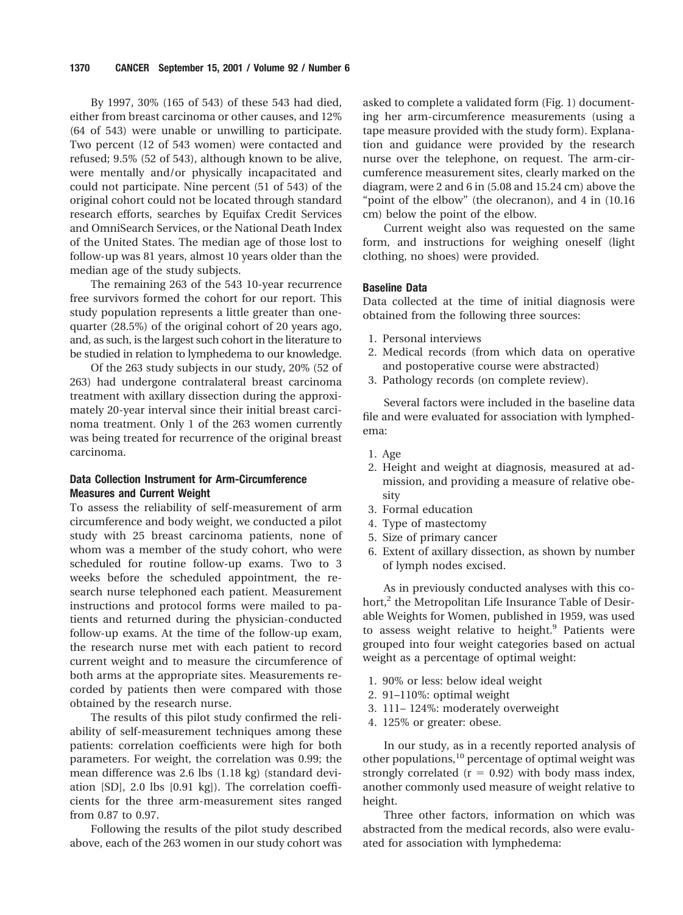By 1997, 30% (165 of 543) of these 543 had died, either from breast carcinoma or other causes, and 12% (64 of 543) were unable or unwilling to participate. Two percent (12 of 543 women) were contacted and refused; 9.5% (52 of 543), although known to be alive, were mentally and/or physically incapacitated and could not participate. Nine percent (51 of 543) of the original cohort could not be located through standard research efforts, searches by Equifax Credit Services and OmniSearch Services, or the National Death Index of the United States. The median age of those lost to follow-up was 81 years, almost 10 years older than the median age of the study subjects.

The remaining 263 of the 543 10-year recurrence free survivors formed the cohort for our report. This study population represents a little greater than one-quarter (28.5%) of the original cohort of 20 years ago, and, as such, is the largest such cohort in the literature to be studied in relation to lymphedema to our knowledge.

Of the 263 study subjects in our study, 20% (52 of 263) had undergone contralateral breast carcinoma treatment with axillary dissection during the approximately 20-year interval since their initial breast carcinoma treatment. Only 1 of the 263 women currently was being treated for recurrence of the original breast carcinoma.

### Data Collection Instrument for Arm-Circumference Measures and Current Weight

To assess the reliability of self-measurement of arm circumference and body weight, we conducted a pilot study with 25 breast carcinoma patients, none of whom was a member of the study cohort, who were scheduled for routine follow-up exams. Two to 3 weeks before the scheduled appointment, the research nurse telephoned each patient. Measurement instructions and protocol forms were mailed to patients and returned during the physician-conducted follow-up exams. At the time of the follow-up exam, the research nurse met with each patient to record current weight and to measure the circumference of both arms at the appropriate sites. Measurements recorded by patients then were compared with those obtained by the research nurse.

The results of this pilot study confirmed the reliability of self-measurement techniques among these patients: correlation coefficients were high for both parameters. For weight, the correlation was 0.99; the mean difference was 2.6 lbs (1.18 kg) (standard deviation [SD], 2.0 lbs [0.91 kg]). The correlation coefficients for the three arm-measurement sites ranged from 0.87 to 0.97.

Following the results of the pilot study described above, each of the 263 women in our study cohort was asked to complete a validated form (Fig. 1) documenting her arm-circumference measurements (using a tape measure provided with the study form). Explanation and guidance were provided by the research nurse over the telephone, on request. The arm-circumference measurement sites, clearly marked on the diagram, were 2 and 6 in (5.08 and 15.24 cm) above the "point of the elbow" (the olecranon), and 4 in (10.16 cm) below the point of the elbow.

Current weight also was requested on the same form, and instructions for weighing oneself (light clothing, no shoes) were provided.

### Baseline Data

Data collected at the time of initial diagnosis were obtained from the following three sources:

1. Personal interviews
2. Medical records (from which data on operative and postoperative course were abstracted)
3. Pathology records (on complete review).

Several factors were included in the baseline data file and were evaluated for association with lymphedema:

1. Age
2. Height and weight at diagnosis, measured at admission, and providing a measure of relative obesity
3. Formal education
4. Type of mastectomy
5. Size of primary cancer
6. Extent of axillary dissection, as shown by number of lymph nodes excised.

As in previously conducted analyses with this cohort,[2] the Metropolitan Life Insurance Table of Desirable Weights for Women, published in 1959, was used to assess weight relative to height.[9] Patients were grouped into four weight categories based on actual weight as a percentage of optimal weight:

1. 90% or less: below ideal weight
2. 91–110%: optimal weight
3. 111– 124%: moderately overweight
4. 125% or greater: obese.

In our study, as in a recently reported analysis of other populations,[10] percentage of optimal weight was strongly correlated ($r = 0.92$) with body mass index, another commonly used measure of weight relative to height.

Three other factors, information on which was abstracted from the medical records, also were evaluated for association with lymphedema: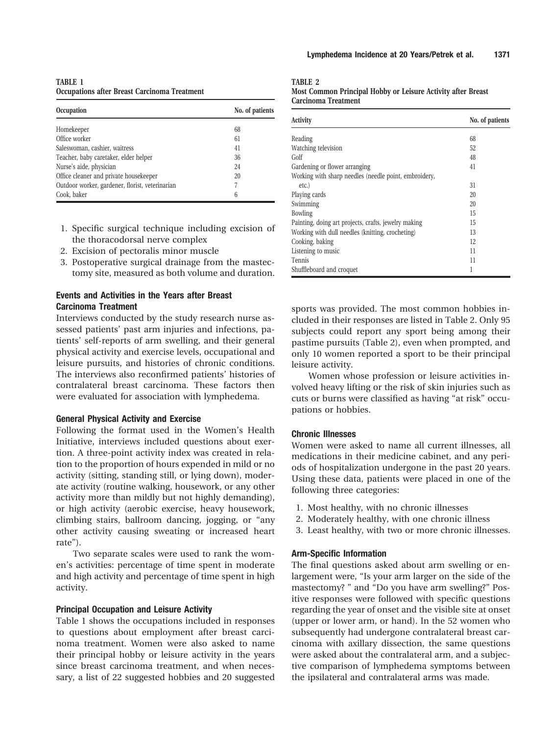**TABLE 1**
**Occupations after Breast Carcinoma Treatment**

| Occupation | No. of patients |
| --- | --- |
| Homekeeper | 68 |
| Office worker | 61 |
| Saleswoman, cashier, waitress | 41 |
| Teacher, baby caretaker, elder helper | 36 |
| Nurse's aide, physician | 24 |
| Office cleaner and private housekeeper | 20 |
| Outdoor worker, gardener, florist, veterinarian | 7 |
| Cook, baker | 6 |

1. Specific surgical technique including excision of the thoracodorsal nerve complex
2. Excision of pectoralis minor muscle
3. Postoperative surgical drainage from the mastectomy site, measured as both volume and duration.

### Events and Activities in the Years after Breast Carcinoma Treatment

Interviews conducted by the study research nurse assessed patients' past arm injuries and infections, patients' self-reports of arm swelling, and their general physical activity and exercise levels, occupational and leisure pursuits, and histories of chronic conditions. The interviews also reconfirmed patients' histories of contralateral breast carcinoma. These factors then were evaluated for association with lymphedema.

### General Physical Activity and Exercise

Following the format used in the Women's Health Initiative, interviews included questions about exertion. A three-point activity index was created in relation to the proportion of hours expended in mild or no activity (sitting, standing still, or lying down), moderate activity (routine walking, housework, or any other activity more than mildly but not highly demanding), or high activity (aerobic exercise, heavy housework, climbing stairs, ballroom dancing, jogging, or "any other activity causing sweating or increased heart rate").

Two separate scales were used to rank the women's activities: percentage of time spent in moderate and high activity and percentage of time spent in high activity.

### Principal Occupation and Leisure Activity

Table 1 shows the occupations included in responses to questions about employment after breast carcinoma treatment. Women were also asked to name their principal hobby or leisure activity in the years since breast carcinoma treatment, and when necessary, a list of 22 suggested hobbies and 20 suggested sports was provided. The most common hobbies included in their responses are listed in Table 2. Only 95 subjects could report any sport being among their pastime pursuits (Table 2), even when prompted, and only 10 women reported a sport to be their principal leisure activity.

**TABLE 2**
**Most Common Principal Hobby or Leisure Activity after Breast Carcinoma Treatment**

| Activity | No. of patients |
| --- | --- |
| Reading | 68 |
| Watching television | 52 |
| Golf | 48 |
| Gardening or flower arranging | 41 |
| Working with sharp needles (needle point, embroidery, etc.) | 31 |
| Playing cards | 20 |
| Swimming | 20 |
| Bowling | 15 |
| Painting, doing art projects, crafts, jewelry making | 15 |
| Working with dull needles (knitting, crocheting) | 13 |
| Cooking, baking | 12 |
| Listening to music | 11 |
| Tennis | 11 |
| Shuffleboard and croquet | 1 |

Women whose profession or leisure activities involved heavy lifting or the risk of skin injuries such as cuts or burns were classified as having "at risk" occupations or hobbies.

### Chronic Illnesses

Women were asked to name all current illnesses, all medications in their medicine cabinet, and any periods of hospitalization undergone in the past 20 years. Using these data, patients were placed in one of the following three categories:

1. Most healthy, with no chronic illnesses
2. Moderately healthy, with one chronic illness
3. Least healthy, with two or more chronic illnesses.

### Arm-Specific Information

The final questions asked about arm swelling or enlargement were, "Is your arm larger on the side of the mastectomy? " and "Do you have arm swelling?" Positive responses were followed with specific questions regarding the year of onset and the visible site at onset (upper or lower arm, or hand). In the 52 women who subsequently had undergone contralateral breast carcinoma with axillary dissection, the same questions were asked about the contralateral arm, and a subjective comparison of lymphedema symptoms between the ipsilateral and contralateral arms was made.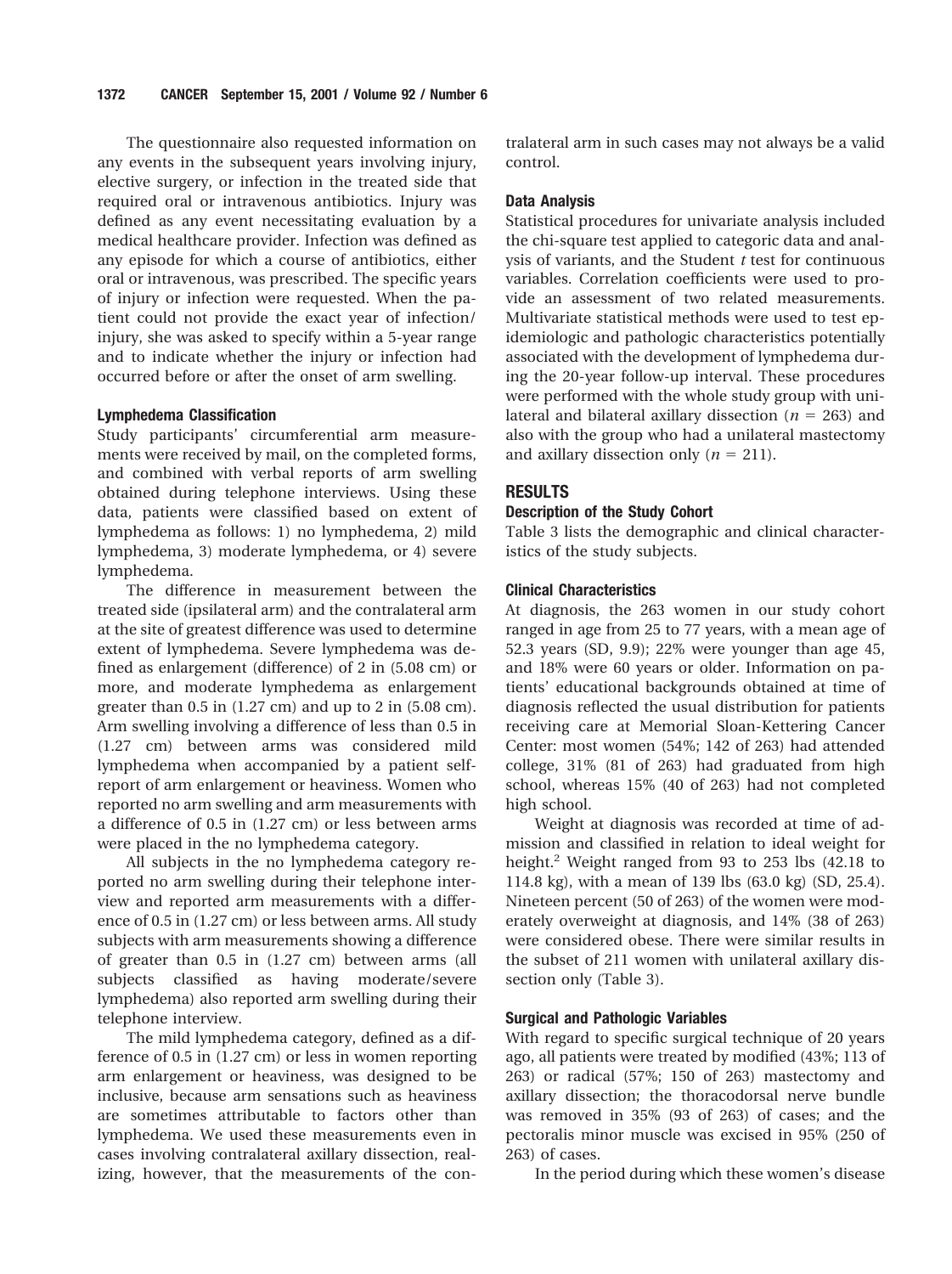The questionnaire also requested information on any events in the subsequent years involving injury, elective surgery, or infection in the treated side that required oral or intravenous antibiotics. Injury was defined as any event necessitating evaluation by a medical healthcare provider. Infection was defined as any episode for which a course of antibiotics, either oral or intravenous, was prescribed. The specific years of injury or infection were requested. When the patient could not provide the exact year of infection/injury, she was asked to specify within a 5-year range and to indicate whether the injury or infection had occurred before or after the onset of arm swelling.

### Lymphedema Classification

Study participants' circumferential arm measurements were received by mail, on the completed forms, and combined with verbal reports of arm swelling obtained during telephone interviews. Using these data, patients were classified based on extent of lymphedema as follows: 1) no lymphedema, 2) mild lymphedema, 3) moderate lymphedema, or 4) severe lymphedema.

The difference in measurement between the treated side (ipsilateral arm) and the contralateral arm at the site of greatest difference was used to determine extent of lymphedema. Severe lymphedema was defined as enlargement (difference) of 2 in (5.08 cm) or more, and moderate lymphedema as enlargement greater than 0.5 in (1.27 cm) and up to 2 in (5.08 cm). Arm swelling involving a difference of less than 0.5 in (1.27 cm) between arms was considered mild lymphedema when accompanied by a patient self-report of arm enlargement or heaviness. Women who reported no arm swelling and arm measurements with a difference of 0.5 in (1.27 cm) or less between arms were placed in the no lymphedema category.

All subjects in the no lymphedema category reported no arm swelling during their telephone interview and reported arm measurements with a difference of 0.5 in (1.27 cm) or less between arms. All study subjects with arm measurements showing a difference of greater than 0.5 in (1.27 cm) between arms (all subjects classified as having moderate/severe lymphedema) also reported arm swelling during their telephone interview.

The mild lymphedema category, defined as a difference of 0.5 in (1.27 cm) or less in women reporting arm enlargement or heaviness, was designed to be inclusive, because arm sensations such as heaviness are sometimes attributable to factors other than lymphedema. We used these measurements even in cases involving contralateral axillary dissection, realizing, however, that the measurements of the contralateral arm in such cases may not always be a valid control.

### Data Analysis

Statistical procedures for univariate analysis included the chi-square test applied to categoric data and analysis of variants, and the Student *t* test for continuous variables. Correlation coefficients were used to provide an assessment of two related measurements. Multivariate statistical methods were used to test epidemiologic and pathologic characteristics potentially associated with the development of lymphedema during the 20-year follow-up interval. These procedures were performed with the whole study group with unilateral and bilateral axillary dissection ($n = 263$) and also with the group who had a unilateral mastectomy and axillary dissection only ($n = 211$).

## RESULTS

### Description of the Study Cohort

Table 3 lists the demographic and clinical characteristics of the study subjects.

### Clinical Characteristics

At diagnosis, the 263 women in our study cohort ranged in age from 25 to 77 years, with a mean age of 52.3 years (SD, 9.9); 22% were younger than age 45, and 18% were 60 years or older. Information on patients' educational backgrounds obtained at time of diagnosis reflected the usual distribution for patients receiving care at Memorial Sloan-Kettering Cancer Center: most women (54%; 142 of 263) had attended college, 31% (81 of 263) had graduated from high school, whereas 15% (40 of 263) had not completed high school.

Weight at diagnosis was recorded at time of admission and classified in relation to ideal weight for height.[2] Weight ranged from 93 to 253 lbs (42.18 to 114.8 kg), with a mean of 139 lbs (63.0 kg) (SD, 25.4). Nineteen percent (50 of 263) of the women were moderately overweight at diagnosis, and 14% (38 of 263) were considered obese. There were similar results in the subset of 211 women with unilateral axillary dissection only (Table 3).

### Surgical and Pathologic Variables

With regard to specific surgical technique of 20 years ago, all patients were treated by modified (43%; 113 of 263) or radical (57%; 150 of 263) mastectomy and axillary dissection; the thoracodorsal nerve bundle was removed in 35% (93 of 263) of cases; and the pectoralis minor muscle was excised in 95% (250 of 263) of cases.

In the period during which these women's disease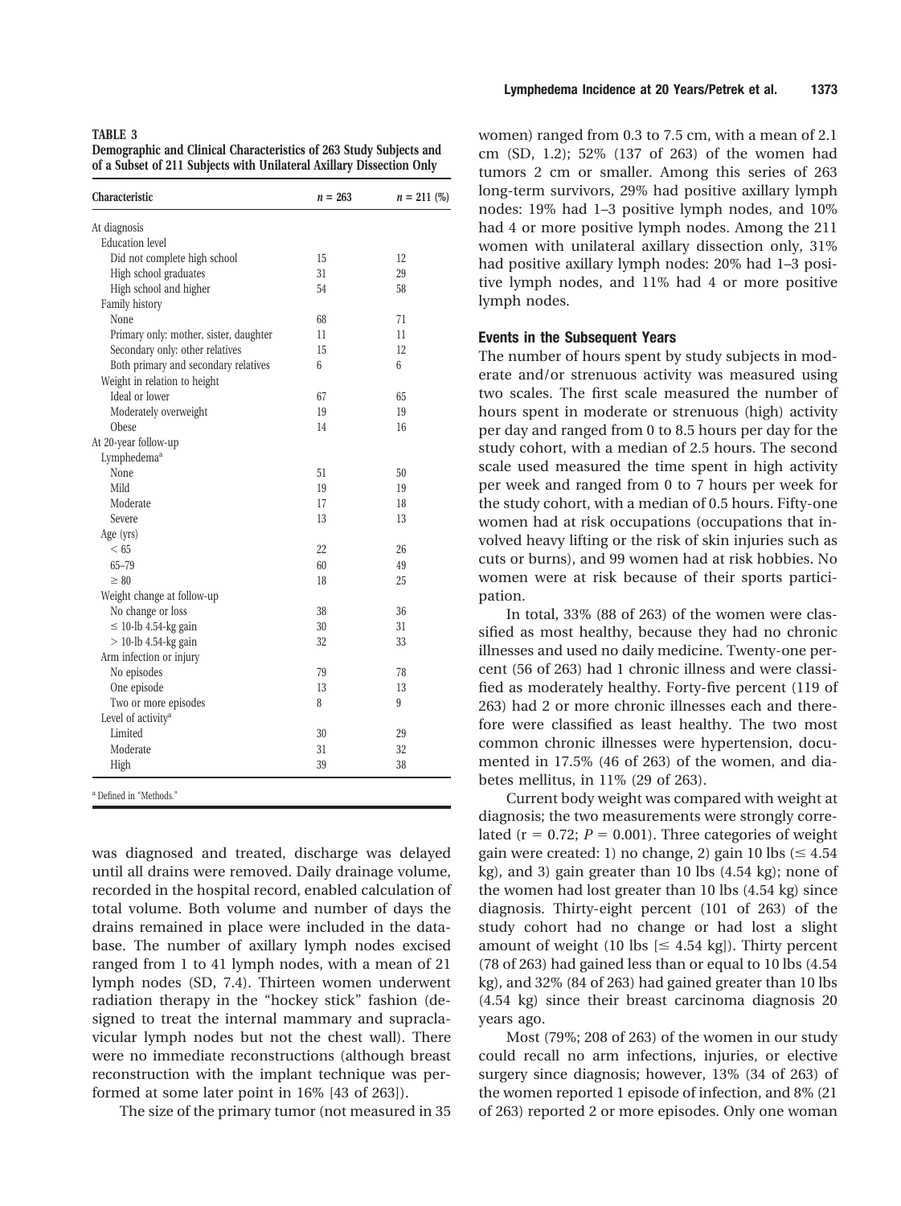**TABLE 3**
**Demographic and Clinical Characteristics of 263 Study Subjects and of a Subset of 211 Subjects with Unilateral Axillary Dissection Only**

| Characteristic | n = 263 | n = 211 (%) |
|---|---|---|
| At diagnosis | | |
| Education level | | |
| Did not complete high school | 15 | 12 |
| High school graduates | 31 | 29 |
| High school and higher | 54 | 58 |
| Family history | | |
| None | 68 | 71 |
| Primary only: mother, sister, daughter | 11 | 11 |
| Secondary only: other relatives | 15 | 12 |
| Both primary and secondary relatives | 6 | 6 |
| Weight in relation to height | | |
| Ideal or lower | 67 | 65 |
| Moderately overweight | 19 | 19 |
| Obese | 14 | 16 |
| At 20-year follow-up | | |
| Lymphedema[a] | | |
| None | 51 | 50 |
| Mild | 19 | 19 |
| Moderate | 17 | 18 |
| Severe | 13 | 13 |
| Age (yrs) | | |
| < 65 | 22 | 26 |
| 65–79 | 60 | 49 |
| ≥ 80 | 18 | 25 |
| Weight change at follow-up | | |
| No change or loss | 38 | 36 |
| ≤ 10-lb 4.54-kg gain | 30 | 31 |
| > 10-lb 4.54-kg gain | 32 | 33 |
| Arm infection or injury | | |
| No episodes | 79 | 78 |
| One episode | 13 | 13 |
| Two or more episodes | 8 | 9 |
| Level of activity[a] | | |
| Limited | 30 | 29 |
| Moderate | 31 | 32 |
| High | 39 | 38 |

[a] Defined in "Methods."

was diagnosed and treated, discharge was delayed until all drains were removed. Daily drainage volume, recorded in the hospital record, enabled calculation of total volume. Both volume and number of days the drains remained in place were included in the database. The number of axillary lymph nodes excised ranged from 1 to 41 lymph nodes, with a mean of 21 lymph nodes (SD, 7.4). Thirteen women underwent radiation therapy in the "hockey stick" fashion (designed to treat the internal mammary and supraclavicular lymph nodes but not the chest wall). There were no immediate reconstructions (although breast reconstruction with the implant technique was performed at some later point in 16% [43 of 263]).

The size of the primary tumor (not measured in 35 women) ranged from 0.3 to 7.5 cm, with a mean of 2.1 cm (SD, 1.2); 52% (137 of 263) of the women had tumors 2 cm or smaller. Among this series of 263 long-term survivors, 29% had positive axillary lymph nodes: 19% had 1–3 positive lymph nodes, and 10% had 4 or more positive lymph nodes. Among the 211 women with unilateral axillary dissection only, 31% had positive axillary lymph nodes: 20% had 1–3 positive lymph nodes, and 11% had 4 or more positive lymph nodes.

### Events in the Subsequent Years

The number of hours spent by study subjects in moderate and/or strenuous activity was measured using two scales. The first scale measured the number of hours spent in moderate or strenuous (high) activity per day and ranged from 0 to 8.5 hours per day for the study cohort, with a median of 2.5 hours. The second scale used measured the time spent in high activity per week and ranged from 0 to 7 hours per week for the study cohort, with a median of 0.5 hours. Fifty-one women had at risk occupations (occupations that involved heavy lifting or the risk of skin injuries such as cuts or burns), and 99 women had at risk hobbies. No women were at risk because of their sports participation.

In total, 33% (88 of 263) of the women were classified as most healthy, because they had no chronic illnesses and used no daily medicine. Twenty-one percent (56 of 263) had 1 chronic illness and were classified as moderately healthy. Forty-five percent (119 of 263) had 2 or more chronic illnesses each and therefore were classified as least healthy. The two most common chronic illnesses were hypertension, documented in 17.5% (46 of 263) of the women, and diabetes mellitus, in 11% (29 of 263).

Current body weight was compared with weight at diagnosis; the two measurements were strongly correlated ($r = 0.72$; $P = 0.001$). Three categories of weight gain were created: 1) no change, 2) gain 10 lbs (≤ 4.54 kg), and 3) gain greater than 10 lbs (4.54 kg); none of the women had lost greater than 10 lbs (4.54 kg) since diagnosis. Thirty-eight percent (101 of 263) of the study cohort had no change or had lost a slight amount of weight (10 lbs [≤ 4.54 kg]). Thirty percent (78 of 263) had gained less than or equal to 10 lbs (4.54 kg), and 32% (84 of 263) had gained greater than 10 lbs (4.54 kg) since their breast carcinoma diagnosis 20 years ago.

Most (79%; 208 of 263) of the women in our study could recall no arm infections, injuries, or elective surgery since diagnosis; however, 13% (34 of 263) of the women reported 1 episode of infection, and 8% (21 of 263) reported 2 or more episodes. Only one woman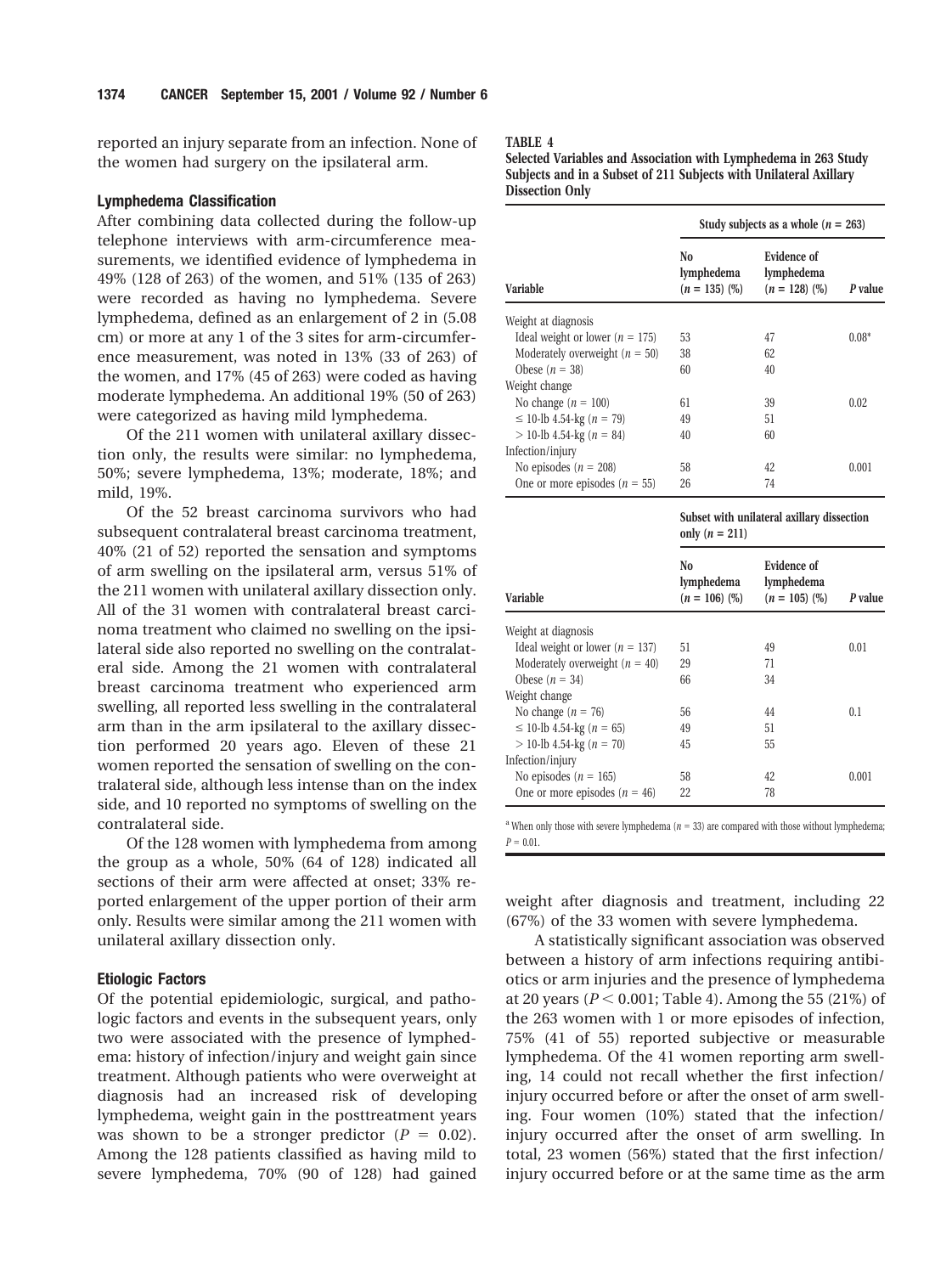reported an injury separate from an infection. None of the women had surgery on the ipsilateral arm.

### Lymphedema Classification

After combining data collected during the follow-up telephone interviews with arm-circumference measurements, we identified evidence of lymphedema in 49% (128 of 263) of the women, and 51% (135 of 263) were recorded as having no lymphedema. Severe lymphedema, defined as an enlargement of 2 in (5.08 cm) or more at any 1 of the 3 sites for arm-circumference measurement, was noted in 13% (33 of 263) of the women, and 17% (45 of 263) were coded as having moderate lymphedema. An additional 19% (50 of 263) were categorized as having mild lymphedema.

Of the 211 women with unilateral axillary dissection only, the results were similar: no lymphedema, 50%; severe lymphedema, 13%; moderate, 18%; and mild, 19%.

Of the 52 breast carcinoma survivors who had subsequent contralateral breast carcinoma treatment, 40% (21 of 52) reported the sensation and symptoms of arm swelling on the ipsilateral arm, versus 51% of the 211 women with unilateral axillary dissection only. All of the 31 women with contralateral breast carcinoma treatment who claimed no swelling on the ipsilateral side also reported no swelling on the contralateral side. Among the 21 women with contralateral breast carcinoma treatment who experienced arm swelling, all reported less swelling in the contralateral arm than in the arm ipsilateral to the axillary dissection performed 20 years ago. Eleven of these 21 women reported the sensation of swelling on the contralateral side, although less intense than on the index side, and 10 reported no symptoms of swelling on the contralateral side.

Of the 128 women with lymphedema from among the group as a whole, 50% (64 of 128) indicated all sections of their arm were affected at onset; 33% reported enlargement of the upper portion of their arm only. Results were similar among the 211 women with unilateral axillary dissection only.

### Etiologic Factors

Of the potential epidemiologic, surgical, and pathologic factors and events in the subsequent years, only two were associated with the presence of lymphedema: history of infection/injury and weight gain since treatment. Although patients who were overweight at diagnosis had an increased risk of developing lymphedema, weight gain in the posttreatment years was shown to be a stronger predictor ($P = 0.02$). Among the 128 patients classified as having mild to severe lymphedema, 70% (90 of 128) had gained weight after diagnosis and treatment, including 22 (67%) of the 33 women with severe lymphedema.

A statistically significant association was observed between a history of arm infections requiring antibiotics or arm injuries and the presence of lymphedema at 20 years ($P < 0.001$; Table 4). Among the 55 (21%) of the 263 women with 1 or more episodes of infection, 75% (41 of 55) reported subjective or measurable lymphedema. Of the 41 women reporting arm swelling, 14 could not recall whether the first infection/injury occurred before or after the onset of arm swelling. Four women (10%) stated that the infection/injury occurred after the onset of arm swelling. In total, 23 women (56%) stated that the first infection/injury occurred before or at the same time as the arm

**TABLE 4**
**Selected Variables and Association with Lymphedema in 263 Study Subjects and in a Subset of 211 Subjects with Unilateral Axillary Dissection Only**

| | Study subjects as a whole (n = 263) | | |
|---|---|---|---|
| Variable | No lymphedema (n = 135) (%) | Evidence of lymphedema (n = 128) (%) | P value |
| Weight at diagnosis | | | |
| Ideal weight or lower (n = 175) | 53 | 47 | 0.08[a] |
| Moderately overweight (n = 50) | 38 | 62 | |
| Obese (n = 38) | 60 | 40 | |
| Weight change | | | |
| No change (n = 100) | 61 | 39 | 0.02 |
| ≤ 10-lb 4.54-kg (n = 79) | 49 | 51 | |
| > 10-lb 4.54-kg (n = 84) | 40 | 60 | |
| Infection/injury | | | |
| No episodes (n = 208) | 58 | 42 | 0.001 |
| One or more episodes (n = 55) | 26 | 74 | |

| | Subset with unilateral axillary dissection only (n = 211) | | |
|---|---|---|---|
| Variable | No lymphedema (n = 106) (%) | Evidence of lymphedema (n = 105) (%) | P value |
| Weight at diagnosis | | | |
| Ideal weight or lower (n = 137) | 51 | 49 | 0.01 |
| Moderately overweight (n = 40) | 29 | 71 | |
| Obese (n = 34) | 66 | 34 | |
| Weight change | | | |
| No change (n = 76) | 56 | 44 | 0.1 |
| ≤ 10-lb 4.54-kg (n = 65) | 49 | 51 | |
| > 10-lb 4.54-kg (n = 70) | 45 | 55 | |
| Infection/injury | | | |
| No episodes (n = 165) | 58 | 42 | 0.001 |
| One or more episodes (n = 46) | 22 | 78 | |

[a] When only those with severe lymphedema (n = 33) are compared with those without lymphedema; $P = 0.01$.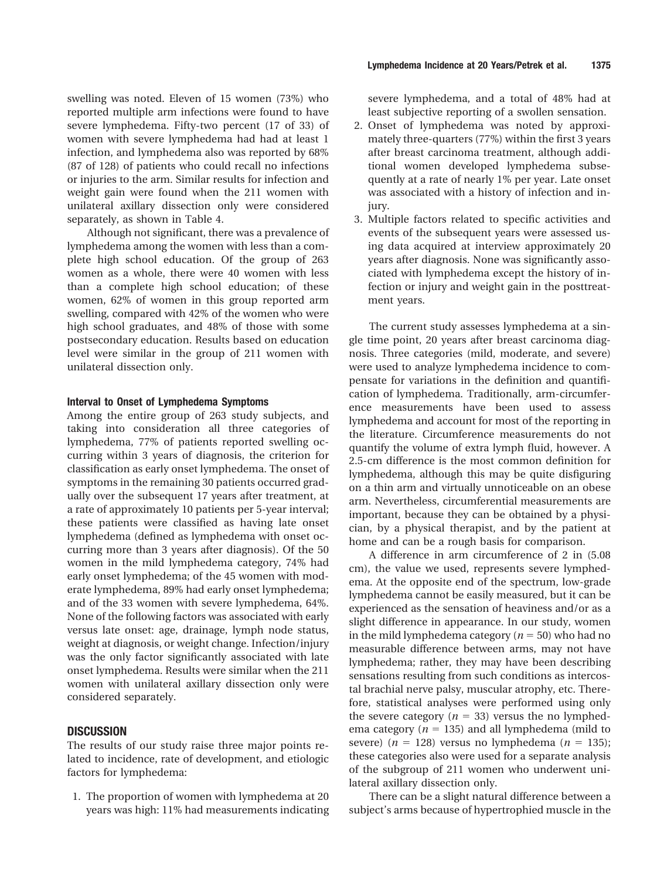swelling was noted. Eleven of 15 women (73%) who reported multiple arm infections were found to have severe lymphedema. Fifty-two percent (17 of 33) of women with severe lymphedema had had at least 1 infection, and lymphedema also was reported by 68% (87 of 128) of patients who could recall no infections or injuries to the arm. Similar results for infection and weight gain were found when the 211 women with unilateral axillary dissection only were considered separately, as shown in Table 4.

Although not significant, there was a prevalence of lymphedema among the women with less than a complete high school education. Of the group of 263 women as a whole, there were 40 women with less than a complete high school education; of these women, 62% of women in this group reported arm swelling, compared with 42% of the women who were high school graduates, and 48% of those with some postsecondary education. Results based on education level were similar in the group of 211 women with unilateral dissection only.

### Interval to Onset of Lymphedema Symptoms

Among the entire group of 263 study subjects, and taking into consideration all three categories of lymphedema, 77% of patients reported swelling occurring within 3 years of diagnosis, the criterion for classification as early onset lymphedema. The onset of symptoms in the remaining 30 patients occurred gradually over the subsequent 17 years after treatment, at a rate of approximately 10 patients per 5-year interval; these patients were classified as having late onset lymphedema (defined as lymphedema with onset occurring more than 3 years after diagnosis). Of the 50 women in the mild lymphedema category, 74% had early onset lymphedema; of the 45 women with moderate lymphedema, 89% had early onset lymphedema; and of the 33 women with severe lymphedema, 64%. None of the following factors was associated with early versus late onset: age, drainage, lymph node status, weight at diagnosis, or weight change. Infection/injury was the only factor significantly associated with late onset lymphedema. Results were similar when the 211 women with unilateral axillary dissection only were considered separately.

## DISCUSSION

The results of our study raise three major points related to incidence, rate of development, and etiologic factors for lymphedema:

1. The proportion of women with lymphedema at 20 years was high: 11% had measurements indicating severe lymphedema, and a total of 48% had at least subjective reporting of a swollen sensation.
2. Onset of lymphedema was noted by approximately three-quarters (77%) within the first 3 years after breast carcinoma treatment, although additional women developed lymphedema subsequently at a rate of nearly 1% per year. Late onset was associated with a history of infection and injury.
3. Multiple factors related to specific activities and events of the subsequent years were assessed using data acquired at interview approximately 20 years after diagnosis. None was significantly associated with lymphedema except the history of infection or injury and weight gain in the posttreatment years.

The current study assesses lymphedema at a single time point, 20 years after breast carcinoma diagnosis. Three categories (mild, moderate, and severe) were used to analyze lymphedema incidence to compensate for variations in the definition and quantification of lymphedema. Traditionally, arm-circumference measurements have been used to assess lymphedema and account for most of the reporting in the literature. Circumference measurements do not quantify the volume of extra lymph fluid, however. A 2.5-cm difference is the most common definition for lymphedema, although this may be quite disfiguring on a thin arm and virtually unnoticeable on an obese arm. Nevertheless, circumferential measurements are important, because they can be obtained by a physician, by a physical therapist, and by the patient at home and can be a rough basis for comparison.

A difference in arm circumference of 2 in (5.08 cm), the value we used, represents severe lymphedema. At the opposite end of the spectrum, low-grade lymphedema cannot be easily measured, but it can be experienced as the sensation of heaviness and/or as a slight difference in appearance. In our study, women in the mild lymphedema category ($n = 50$) who had no measurable difference between arms, may not have lymphedema; rather, they may have been describing sensations resulting from such conditions as intercostal brachial nerve palsy, muscular atrophy, etc. Therefore, statistical analyses were performed using only the severe category ($n = 33$) versus the no lymphedema category ($n = 135$) and all lymphedema (mild to severe) ($n = 128$) versus no lymphedema ($n = 135$); these categories also were used for a separate analysis of the subgroup of 211 women who underwent unilateral axillary dissection only.

There can be a slight natural difference between a subject's arms because of hypertrophied muscle in the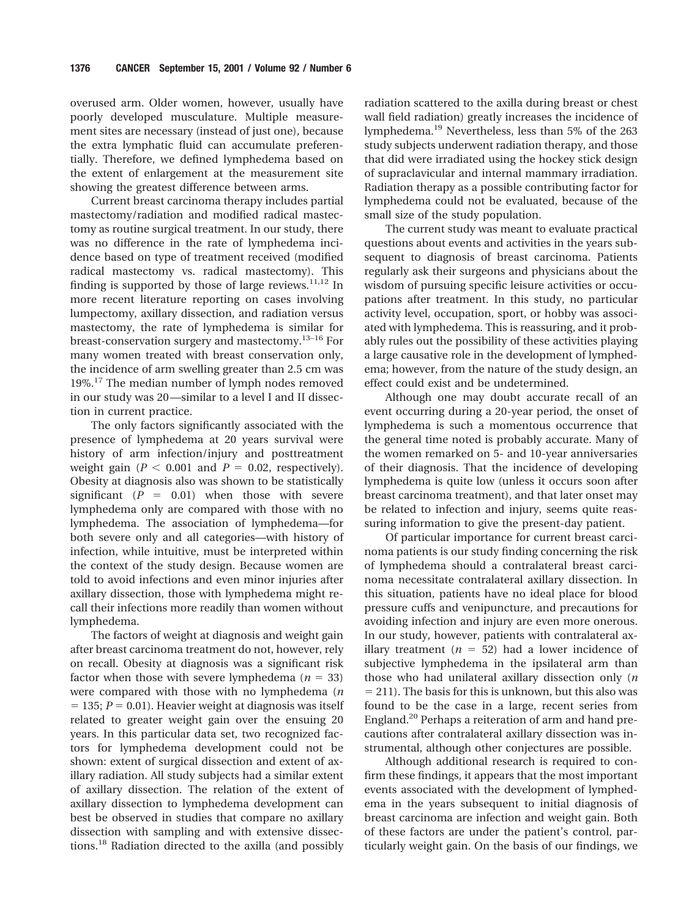overused arm. Older women, however, usually have poorly developed musculature. Multiple measurement sites are necessary (instead of just one), because the extra lymphatic fluid can accumulate preferentially. Therefore, we defined lymphedema based on the extent of enlargement at the measurement site showing the greatest difference between arms.

Current breast carcinoma therapy includes partial mastectomy/radiation and modified radical mastectomy as routine surgical treatment. In our study, there was no difference in the rate of lymphedema incidence based on type of treatment received (modified radical mastectomy vs. radical mastectomy). This finding is supported by those of large reviews.[11,12] In more recent literature reporting on cases involving lumpectomy, axillary dissection, and radiation versus mastectomy, the rate of lymphedema is similar for breast-conservation surgery and mastectomy.[13–16] For many women treated with breast conservation only, the incidence of arm swelling greater than 2.5 cm was 19%.[17] The median number of lymph nodes removed in our study was 20—similar to a level I and II dissection in current practice.

The only factors significantly associated with the presence of lymphedema at 20 years survival were history of arm infection/injury and posttreatment weight gain ($P < 0.001$ and $P = 0.02$, respectively). Obesity at diagnosis also was shown to be statistically significant ($P = 0.01$) when those with severe lymphedema only are compared with those with no lymphedema. The association of lymphedema—for both severe only and all categories—with history of infection, while intuitive, must be interpreted within the context of the study design. Because women are told to avoid infections and even minor injuries after axillary dissection, those with lymphedema might recall their infections more readily than women without lymphedema.

The factors of weight at diagnosis and weight gain after breast carcinoma treatment do not, however, rely on recall. Obesity at diagnosis was a significant risk factor when those with severe lymphedema ($n = 33$) were compared with those with no lymphedema ($n = 135$; $P = 0.01$). Heavier weight at diagnosis was itself related to greater weight gain over the ensuing 20 years. In this particular data set, two recognized factors for lymphedema development could not be shown: extent of surgical dissection and extent of axillary radiation. All study subjects had a similar extent of axillary dissection. The relation of the extent of axillary dissection to lymphedema development can best be observed in studies that compare no axillary dissection with sampling and with extensive dissections.[18] Radiation directed to the axilla (and possibly radiation scattered to the axilla during breast or chest wall field radiation) greatly increases the incidence of lymphedema.[19] Nevertheless, less than 5% of the 263 study subjects underwent radiation therapy, and those that did were irradiated using the hockey stick design of supraclavicular and internal mammary irradiation. Radiation therapy as a possible contributing factor for lymphedema could not be evaluated, because of the small size of the study population.

The current study was meant to evaluate practical questions about events and activities in the years subsequent to diagnosis of breast carcinoma. Patients regularly ask their surgeons and physicians about the wisdom of pursuing specific leisure activities or occupations after treatment. In this study, no particular activity level, occupation, sport, or hobby was associated with lymphedema. This is reassuring, and it probably rules out the possibility of these activities playing a large causative role in the development of lymphedema; however, from the nature of the study design, an effect could exist and be undetermined.

Although one may doubt accurate recall of an event occurring during a 20-year period, the onset of lymphedema is such a momentous occurrence that the general time noted is probably accurate. Many of the women remarked on 5- and 10-year anniversaries of their diagnosis. That the incidence of developing lymphedema is quite low (unless it occurs soon after breast carcinoma treatment), and that later onset may be related to infection and injury, seems quite reassuring information to give the present-day patient.

Of particular importance for current breast carcinoma patients is our study finding concerning the risk of lymphedema should a contralateral breast carcinoma necessitate contralateral axillary dissection. In this situation, patients have no ideal place for blood pressure cuffs and venipuncture, and precautions for avoiding infection and injury are even more onerous. In our study, however, patients with contralateral axillary treatment ($n = 52$) had a lower incidence of subjective lymphedema in the ipsilateral arm than those who had unilateral axillary dissection only ($n = 211$). The basis for this is unknown, but this also was found to be the case in a large, recent series from England.[20] Perhaps a reiteration of arm and hand precautions after contralateral axillary dissection was instrumental, although other conjectures are possible.

Although additional research is required to confirm these findings, it appears that the most important events associated with the development of lymphedema in the years subsequent to initial diagnosis of breast carcinoma are infection and weight gain. Both of these factors are under the patient's control, particularly weight gain. On the basis of our findings, we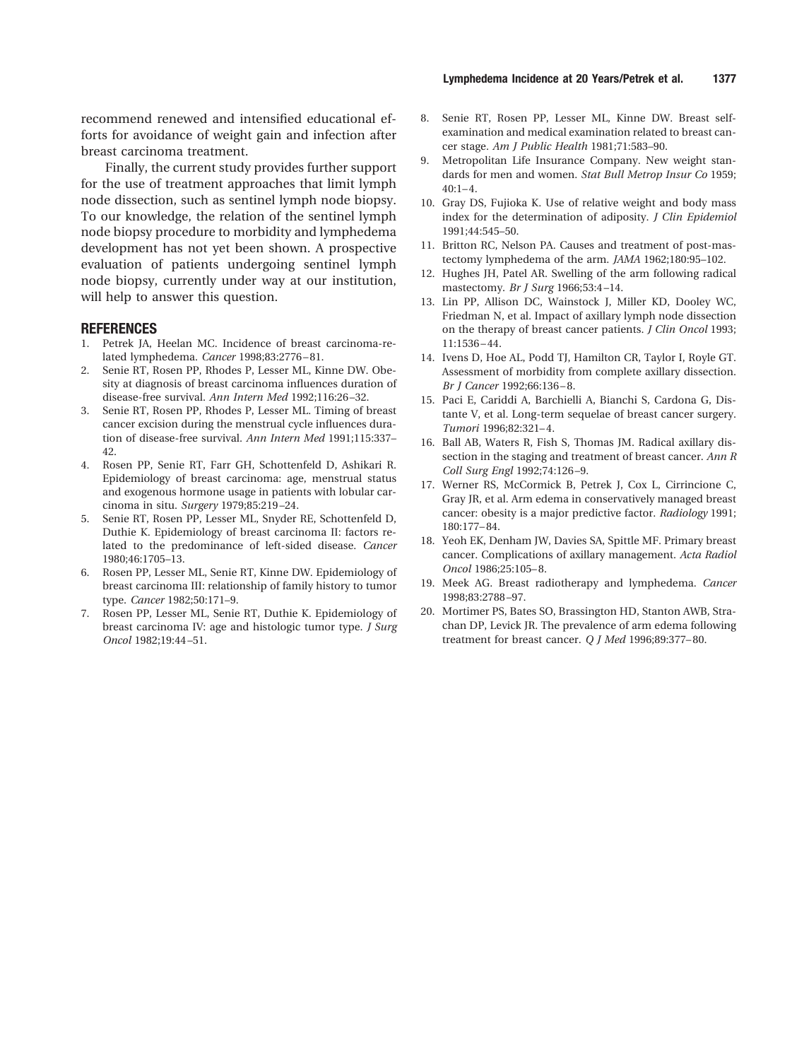recommend renewed and intensified educational efforts for avoidance of weight gain and infection after breast carcinoma treatment.

Finally, the current study provides further support for the use of treatment approaches that limit lymph node dissection, such as sentinel lymph node biopsy. To our knowledge, the relation of the sentinel lymph node biopsy procedure to morbidity and lymphedema development has not yet been shown. A prospective evaluation of patients undergoing sentinel lymph node biopsy, currently under way at our institution, will help to answer this question.

## REFERENCES

1. Petrek JA, Heelan MC. Incidence of breast carcinoma-related lymphedema. *Cancer* 1998;83:2776–81.
2. Senie RT, Rosen PP, Rhodes P, Lesser ML, Kinne DW. Obesity at diagnosis of breast carcinoma influences duration of disease-free survival. *Ann Intern Med* 1992;116:26–32.
3. Senie RT, Rosen PP, Rhodes P, Lesser ML. Timing of breast cancer excision during the menstrual cycle influences duration of disease-free survival. *Ann Intern Med* 1991;115:337–42.
4. Rosen PP, Senie RT, Farr GH, Schottenfeld D, Ashikari R. Epidemiology of breast carcinoma: age, menstrual status and exogenous hormone usage in patients with lobular carcinoma in situ. *Surgery* 1979;85:219–24.
5. Senie RT, Rosen PP, Lesser ML, Snyder RE, Schottenfeld D, Duthie K. Epidemiology of breast carcinoma II: factors related to the predominance of left-sided disease. *Cancer* 1980;46:1705–13.
6. Rosen PP, Lesser ML, Senie RT, Kinne DW. Epidemiology of breast carcinoma III: relationship of family history to tumor type. *Cancer* 1982;50:171–9.
7. Rosen PP, Lesser ML, Senie RT, Duthie K. Epidemiology of breast carcinoma IV: age and histologic tumor type. *J Surg Oncol* 1982;19:44–51.
8. Senie RT, Rosen PP, Lesser ML, Kinne DW. Breast self-examination and medical examination related to breast cancer stage. *Am J Public Health* 1981;71:583–90.
9. Metropolitan Life Insurance Company. New weight standards for men and women. *Stat Bull Metrop Insur Co* 1959;40:1–4.
10. Gray DS, Fujioka K. Use of relative weight and body mass index for the determination of adiposity. *J Clin Epidemiol* 1991;44:545–50.
11. Britton RC, Nelson PA. Causes and treatment of post-mastectomy lymphedema of the arm. *JAMA* 1962;180:95–102.
12. Hughes JH, Patel AR. Swelling of the arm following radical mastectomy. *Br J Surg* 1966;53:4–14.
13. Lin PP, Allison DC, Wainstock J, Miller KD, Dooley WC, Friedman N, et al. Impact of axillary lymph node dissection on the therapy of breast cancer patients. *J Clin Oncol* 1993;11:1536–44.
14. Ivens D, Hoe AL, Podd TJ, Hamilton CR, Taylor I, Royle GT. Assessment of morbidity from complete axillary dissection. *Br J Cancer* 1992;66:136–8.
15. Paci E, Cariddi A, Barchielli A, Bianchi S, Cardona G, Distante V, et al. Long-term sequelae of breast cancer surgery. *Tumori* 1996;82:321–4.
16. Ball AB, Waters R, Fish S, Thomas JM. Radical axillary dissection in the staging and treatment of breast cancer. *Ann R Coll Surg Engl* 1992;74:126–9.
17. Werner RS, McCormick B, Petrek J, Cox L, Cirrincione C, Gray JR, et al. Arm edema in conservatively managed breast cancer: obesity is a major predictive factor. *Radiology* 1991;180:177–84.
18. Yeoh EK, Denham JW, Davies SA, Spittle MF. Primary breast cancer. Complications of axillary management. *Acta Radiol Oncol* 1986;25:105–8.
19. Meek AG. Breast radiotherapy and lymphedema. *Cancer* 1998;83:2788–97.
20. Mortimer PS, Bates SO, Brassington HD, Stanton AWB, Strachan DP, Levick JR. The prevalence of arm edema following treatment for breast cancer. *Q J Med* 1996;89:377–80.